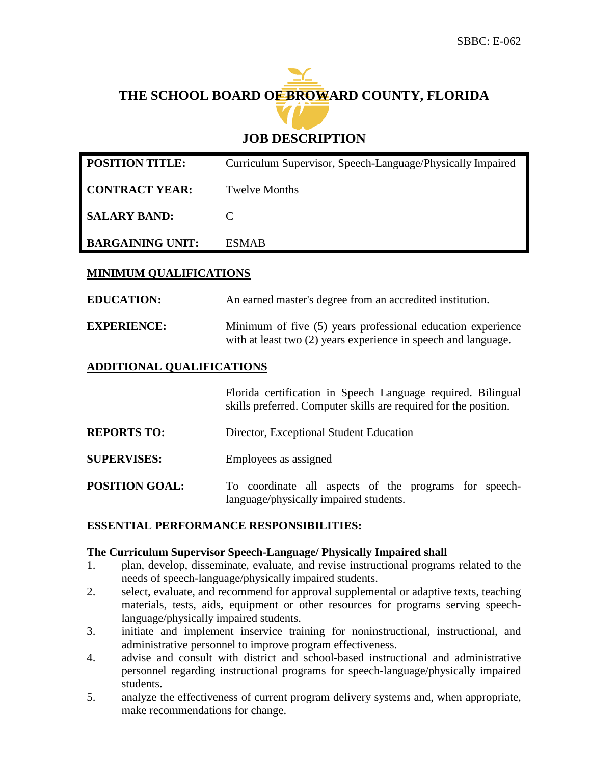SBBC: E-062

# THE SCHOOL BOARD OF BROWARD COUNTY, FLORIDA

## JOB DESCRIPTION

| **POSITION TITLE:** | Curriculum Supervisor, Speech-Language/Physically Impaired |
|---|---|
| **CONTRACT YEAR:** | Twelve Months |
| **SALARY BAND:** | C |
| **BARGAINING UNIT:** | ESMAB |

### MINIMUM QUALIFICATIONS

**EDUCATION:** An earned master's degree from an accredited institution.

**EXPERIENCE:** Minimum of five (5) years professional education experience with at least two (2) years experience in speech and language.

### ADDITIONAL QUALIFICATIONS

Florida certification in Speech Language required. Bilingual skills preferred. Computer skills are required for the position.

**REPORTS TO:** Director, Exceptional Student Education

**SUPERVISES:** Employees as assigned

**POSITION GOAL:** To coordinate all aspects of the programs for speech-language/physically impaired students.

### ESSENTIAL PERFORMANCE RESPONSIBILITIES:

**The Curriculum Supervisor Speech-Language/ Physically Impaired shall**

1. plan, develop, disseminate, evaluate, and revise instructional programs related to the needs of speech-language/physically impaired students.
2. select, evaluate, and recommend for approval supplemental or adaptive texts, teaching materials, tests, aids, equipment or other resources for programs serving speech-language/physically impaired students.
3. initiate and implement inservice training for noninstructional, instructional, and administrative personnel to improve program effectiveness.
4. advise and consult with district and school-based instructional and administrative personnel regarding instructional programs for speech-language/physically impaired students.
5. analyze the effectiveness of current program delivery systems and, when appropriate, make recommendations for change.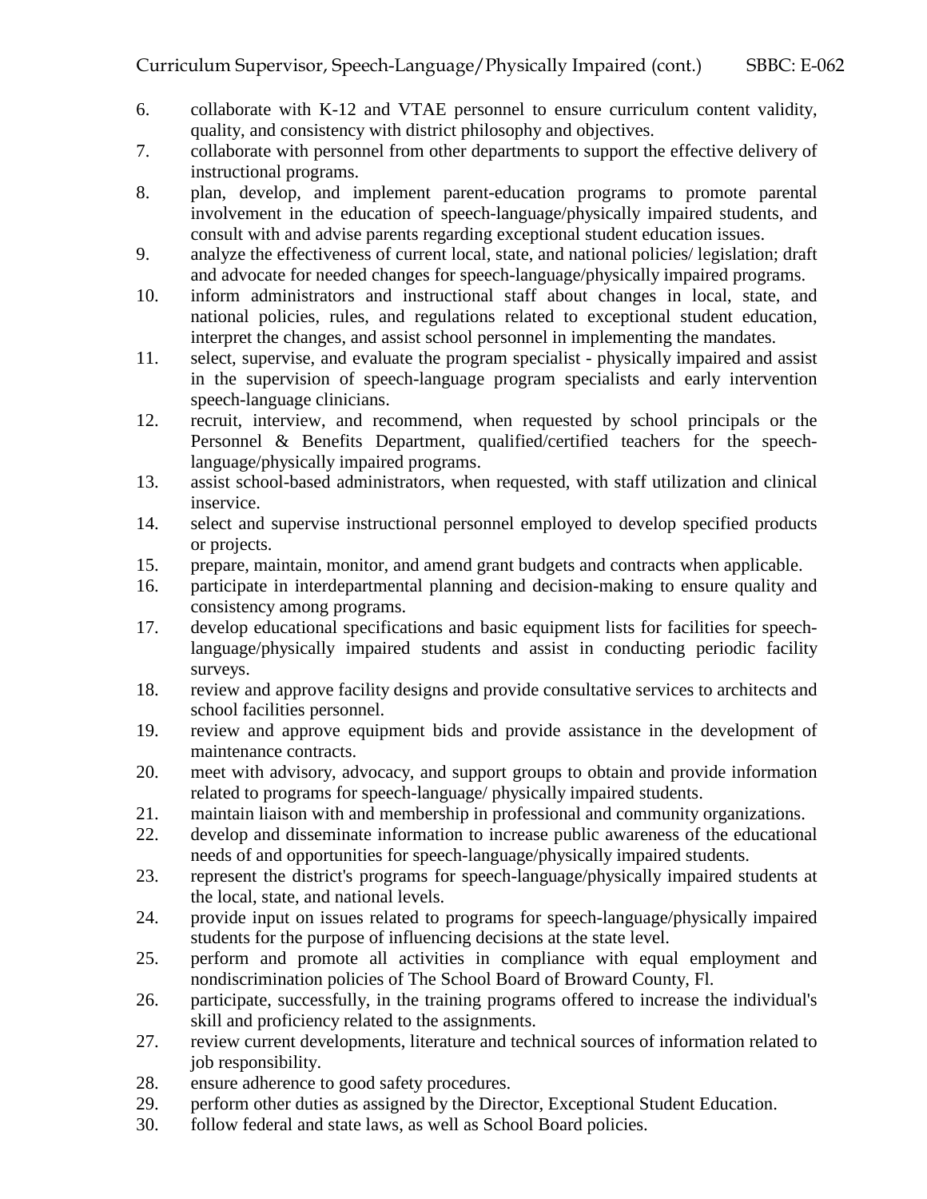6. collaborate with K-12 and VTAE personnel to ensure curriculum content validity, quality, and consistency with district philosophy and objectives.
7. collaborate with personnel from other departments to support the effective delivery of instructional programs.
8. plan, develop, and implement parent-education programs to promote parental involvement in the education of speech-language/physically impaired students, and consult with and advise parents regarding exceptional student education issues.
9. analyze the effectiveness of current local, state, and national policies/ legislation; draft and advocate for needed changes for speech-language/physically impaired programs.
10. inform administrators and instructional staff about changes in local, state, and national policies, rules, and regulations related to exceptional student education, interpret the changes, and assist school personnel in implementing the mandates.
11. select, supervise, and evaluate the program specialist - physically impaired and assist in the supervision of speech-language program specialists and early intervention speech-language clinicians.
12. recruit, interview, and recommend, when requested by school principals or the Personnel & Benefits Department, qualified/certified teachers for the speech-language/physically impaired programs.
13. assist school-based administrators, when requested, with staff utilization and clinical inservice.
14. select and supervise instructional personnel employed to develop specified products or projects.
15. prepare, maintain, monitor, and amend grant budgets and contracts when applicable.
16. participate in interdepartmental planning and decision-making to ensure quality and consistency among programs.
17. develop educational specifications and basic equipment lists for facilities for speech-language/physically impaired students and assist in conducting periodic facility surveys.
18. review and approve facility designs and provide consultative services to architects and school facilities personnel.
19. review and approve equipment bids and provide assistance in the development of maintenance contracts.
20. meet with advisory, advocacy, and support groups to obtain and provide information related to programs for speech-language/ physically impaired students.
21. maintain liaison with and membership in professional and community organizations.
22. develop and disseminate information to increase public awareness of the educational needs of and opportunities for speech-language/physically impaired students.
23. represent the district's programs for speech-language/physically impaired students at the local, state, and national levels.
24. provide input on issues related to programs for speech-language/physically impaired students for the purpose of influencing decisions at the state level.
25. perform and promote all activities in compliance with equal employment and nondiscrimination policies of The School Board of Broward County, Fl.
26. participate, successfully, in the training programs offered to increase the individual's skill and proficiency related to the assignments.
27. review current developments, literature and technical sources of information related to job responsibility.
28. ensure adherence to good safety procedures.
29. perform other duties as assigned by the Director, Exceptional Student Education.
30. follow federal and state laws, as well as School Board policies.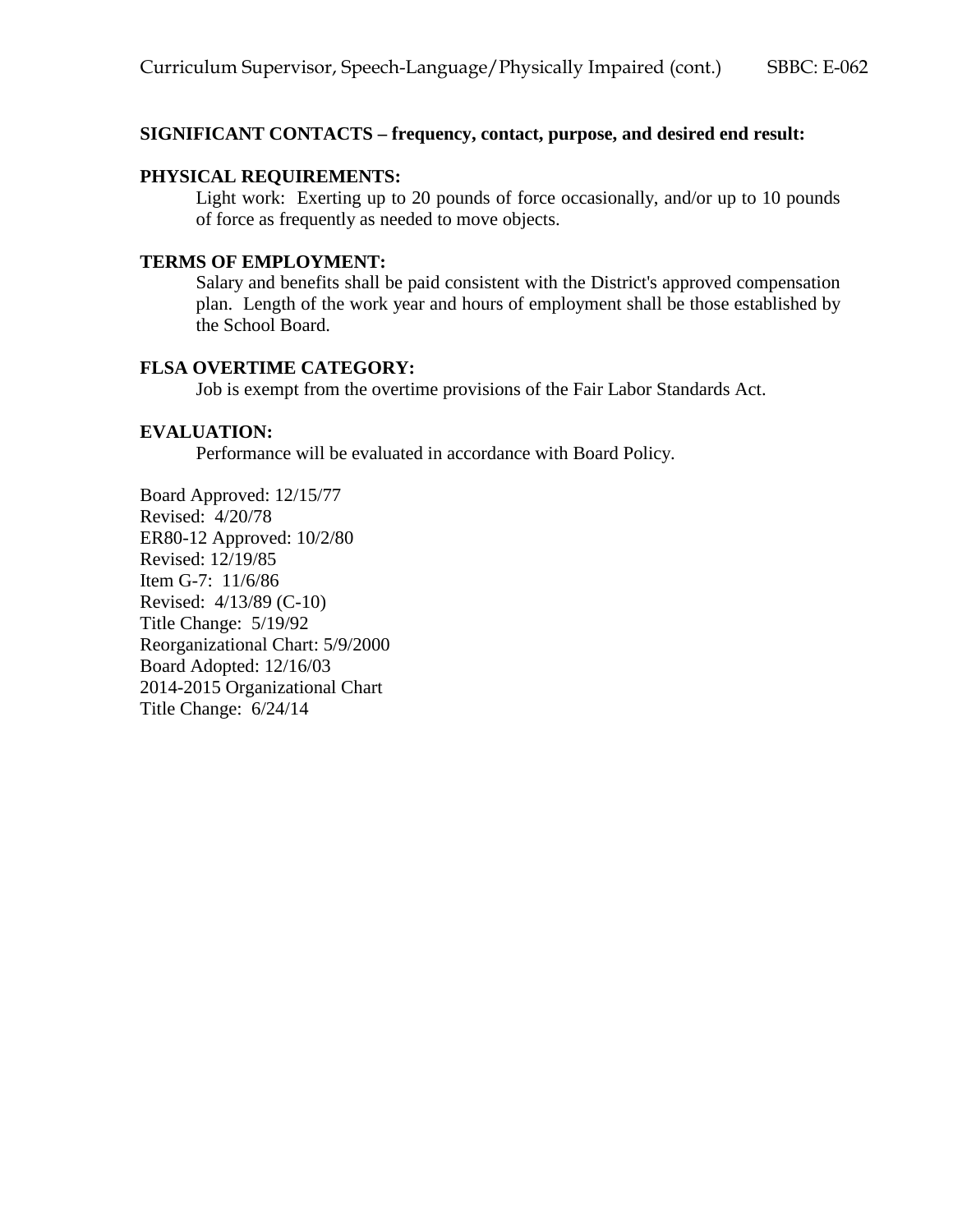**SIGNIFICANT CONTACTS – frequency, contact, purpose, and desired end result:**

**PHYSICAL REQUIREMENTS:**

Light work: Exerting up to 20 pounds of force occasionally, and/or up to 10 pounds of force as frequently as needed to move objects.

**TERMS OF EMPLOYMENT:**

Salary and benefits shall be paid consistent with the District's approved compensation plan. Length of the work year and hours of employment shall be those established by the School Board.

**FLSA OVERTIME CATEGORY:**

Job is exempt from the overtime provisions of the Fair Labor Standards Act.

**EVALUATION:**

Performance will be evaluated in accordance with Board Policy.

Board Approved: 12/15/77
Revised: 4/20/78
ER80-12 Approved: 10/2/80
Revised: 12/19/85
Item G-7: 11/6/86
Revised: 4/13/89 (C-10)
Title Change: 5/19/92
Reorganizational Chart: 5/9/2000
Board Adopted: 12/16/03
2014-2015 Organizational Chart
Title Change: 6/24/14